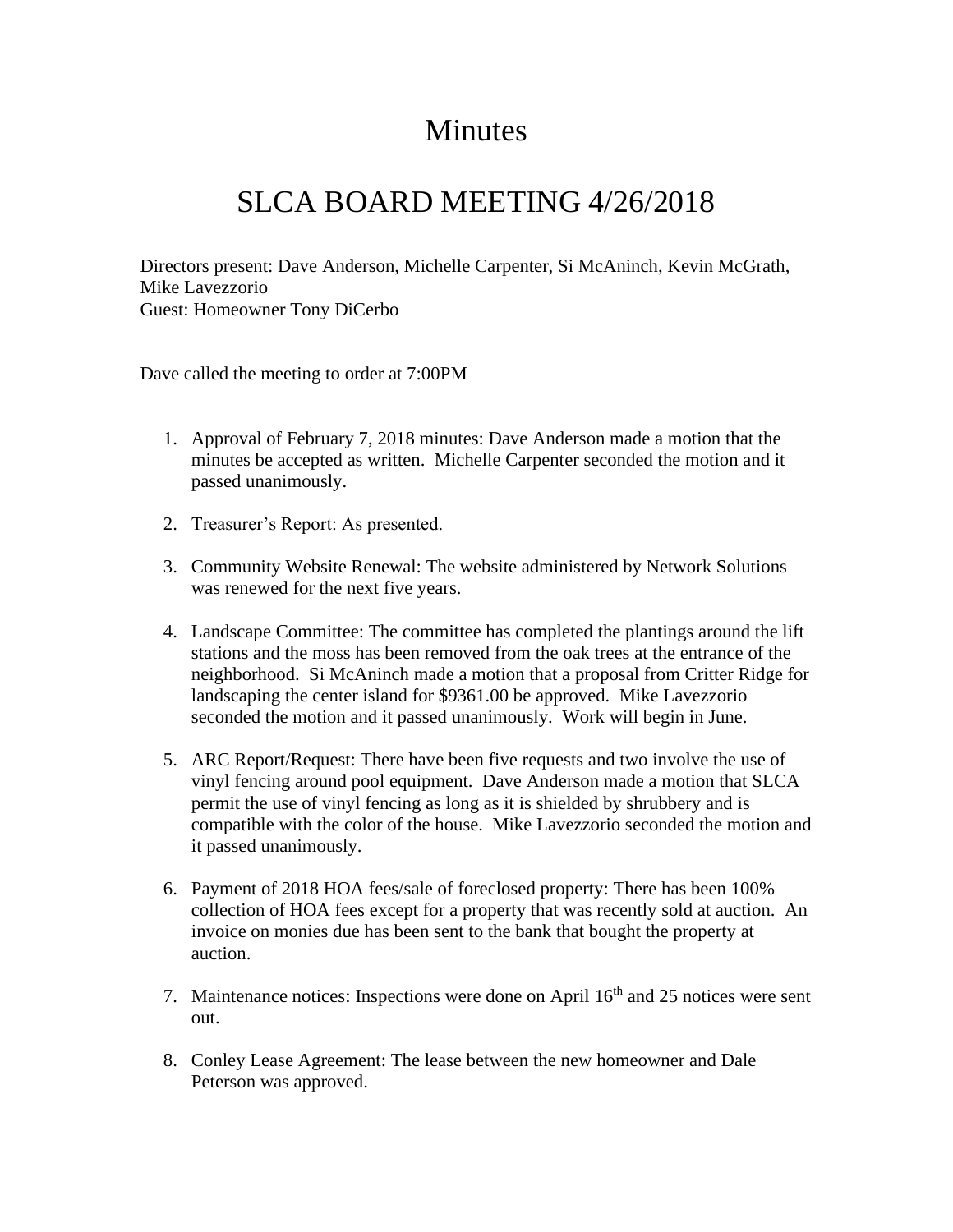# Minutes

## SLCA BOARD MEETING 4/26/2018

Directors present: Dave Anderson, Michelle Carpenter, Si McAninch, Kevin McGrath, Mike Lavezzorio
Guest: Homeowner Tony DiCerbo

Dave called the meeting to order at 7:00PM

1. Approval of February 7, 2018 minutes: Dave Anderson made a motion that the minutes be accepted as written. Michelle Carpenter seconded the motion and it passed unanimously.

2. Treasurer's Report: As presented.

3. Community Website Renewal: The website administered by Network Solutions was renewed for the next five years.

4. Landscape Committee: The committee has completed the plantings around the lift stations and the moss has been removed from the oak trees at the entrance of the neighborhood. Si McAninch made a motion that a proposal from Critter Ridge for landscaping the center island for $9361.00 be approved. Mike Lavezzorio seconded the motion and it passed unanimously. Work will begin in June.

5. ARC Report/Request: There have been five requests and two involve the use of vinyl fencing around pool equipment. Dave Anderson made a motion that SLCA permit the use of vinyl fencing as long as it is shielded by shrubbery and is compatible with the color of the house. Mike Lavezzorio seconded the motion and it passed unanimously.

6. Payment of 2018 HOA fees/sale of foreclosed property: There has been 100% collection of HOA fees except for a property that was recently sold at auction. An invoice on monies due has been sent to the bank that bought the property at auction.

7. Maintenance notices: Inspections were done on April 16th and 25 notices were sent out.

8. Conley Lease Agreement: The lease between the new homeowner and Dale Peterson was approved.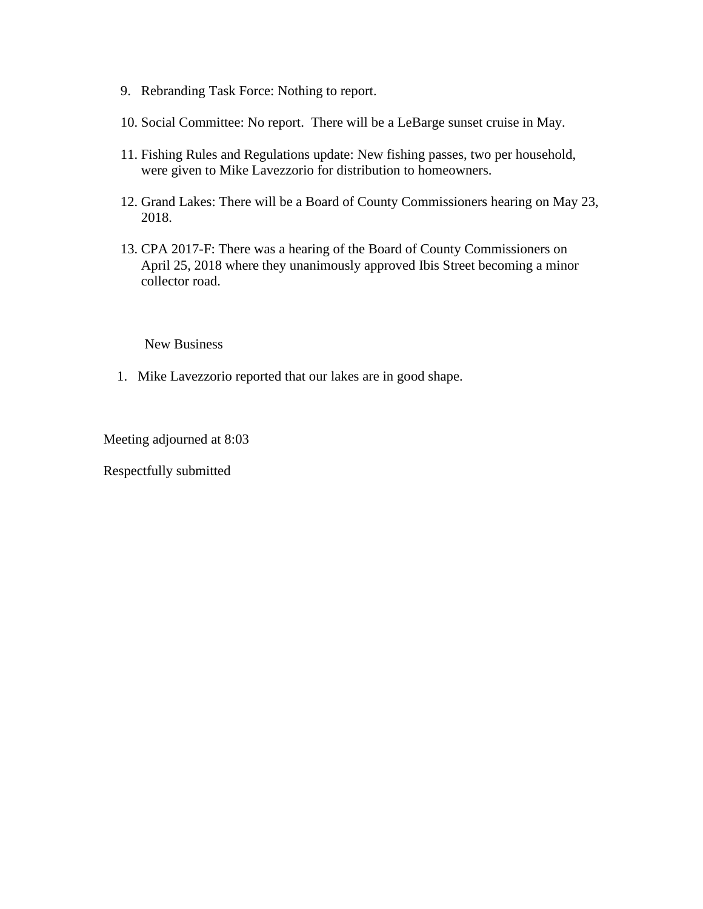9. Rebranding Task Force: Nothing to report.

10. Social Committee: No report. There will be a LeBarge sunset cruise in May.

11. Fishing Rules and Regulations update: New fishing passes, two per household, were given to Mike Lavezzorio for distribution to homeowners.

12. Grand Lakes: There will be a Board of County Commissioners hearing on May 23, 2018.

13. CPA 2017-F: There was a hearing of the Board of County Commissioners on April 25, 2018 where they unanimously approved Ibis Street becoming a minor collector road.

New Business

1. Mike Lavezzorio reported that our lakes are in good shape.

Meeting adjourned at 8:03

Respectfully submitted